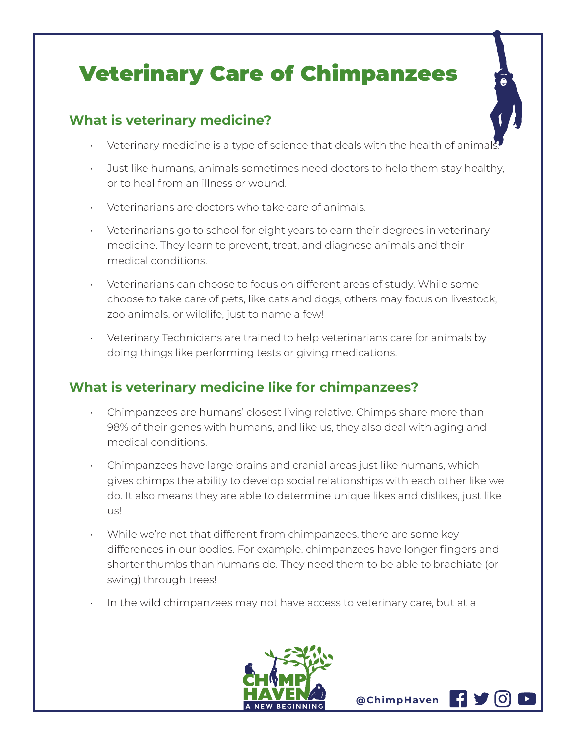# Veterinary Care of Chimpanzees

## What is veterinary medicine?

- Veterinary medicine is a type of science that deals with the health of animals.
- Just like humans, animals sometimes need doctors to help them stay healthy, or to heal from an illness or wound.
- Veterinarians are doctors who take care of animals.
- Veterinarians go to school for eight years to earn their degrees in veterinary medicine. They learn to prevent, treat, and diagnose animals and their medical conditions.
- Veterinarians can choose to focus on different areas of study. While some choose to take care of pets, like cats and dogs, others may focus on livestock, zoo animals, or wildlife, just to name a few!
- Veterinary Technicians are trained to help veterinarians care for animals by doing things like performing tests or giving medications.

## What is veterinary medicine like for chimpanzees?

- Chimpanzees are humans' closest living relative. Chimps share more than 98% of their genes with humans, and like us, they also deal with aging and medical conditions.
- Chimpanzees have large brains and cranial areas just like humans, which gives chimps the ability to develop social relationships with each other like we do. It also means they are able to determine unique likes and dislikes, just like us!
- While we're not that different from chimpanzees, there are some key differences in our bodies. For example, chimpanzees have longer fingers and shorter thumbs than humans do. They need them to be able to brachiate (or swing) through trees!
- In the wild chimpanzees may not have access to veterinary care, but at a

CHIMP HAVEN A NEW BEGINNING

@ChimpHaven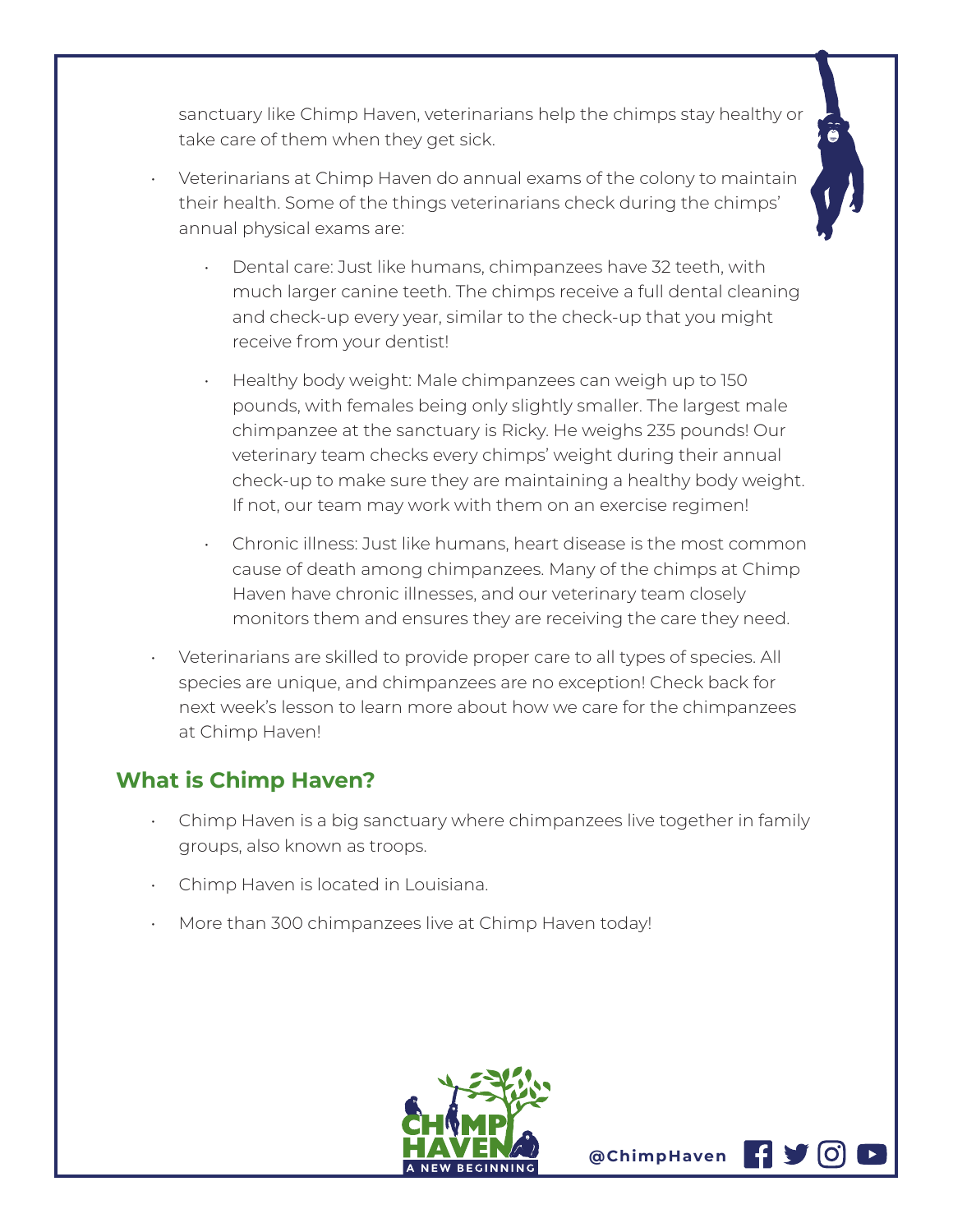sanctuary like Chimp Haven, veterinarians help the chimps stay healthy or take care of them when they get sick.

- Veterinarians at Chimp Haven do annual exams of the colony to maintain their health. Some of the things veterinarians check during the chimps' annual physical exams are:
    - Dental care: Just like humans, chimpanzees have 32 teeth, with much larger canine teeth. The chimps receive a full dental cleaning and check-up every year, similar to the check-up that you might receive from your dentist!
    - Healthy body weight: Male chimpanzees can weigh up to 150 pounds, with females being only slightly smaller. The largest male chimpanzee at the sanctuary is Ricky. He weighs 235 pounds! Our veterinary team checks every chimps' weight during their annual check-up to make sure they are maintaining a healthy body weight. If not, our team may work with them on an exercise regimen!
    - Chronic illness: Just like humans, heart disease is the most common cause of death among chimpanzees. Many of the chimps at Chimp Haven have chronic illnesses, and our veterinary team closely monitors them and ensures they are receiving the care they need.
- Veterinarians are skilled to provide proper care to all types of species. All species are unique, and chimpanzees are no exception! Check back for next week's lesson to learn more about how we care for the chimpanzees at Chimp Haven!

## What is Chimp Haven?

- Chimp Haven is a big sanctuary where chimpanzees live together in family groups, also known as troops.
- Chimp Haven is located in Louisiana.
- More than 300 chimpanzees live at Chimp Haven today!

CHIMP HAVEN
A NEW BEGINNING

@ChimpHaven